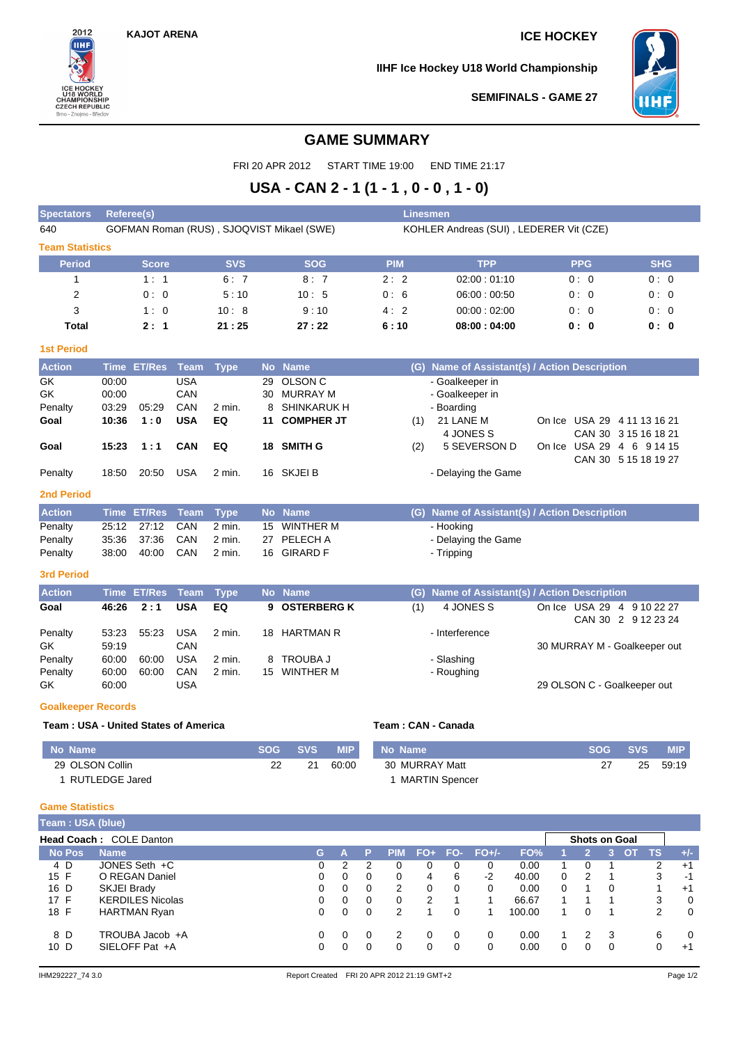KAJOT ARENA

ICE HOCKEY

IIHF Ice Hockey U18 World Championship

SEMIFINALS - GAME 27

# GAME SUMMARY

FRI 20 APR 2012 START TIME 19:00 END TIME 21:17

## USA - CAN 2 - 1 (1 - 1 , 0 - 0 , 1 - 0)

| Spectators | Referee(s) | Linesmen |
|---|---|---|
| 640 | GOFMAN Roman (RUS) , SJOQVIST Mikael (SWE) | KOHLER Andreas (SUI) , LEDERER Vit (CZE) |

### Team Statistics

| Period | Score | SVS | SOG | PIM | TPP | PPG | SHG |
|---|---|---|---|---|---|---|---|
| 1 | 1 : 1 | 6 : 7 | 8 : 7 | 2 : 2 | 02:00 : 01:10 | 0 : 0 | 0 : 0 |
| 2 | 0 : 0 | 5 : 10 | 10 : 5 | 0 : 6 | 06:00 : 00:50 | 0 : 0 | 0 : 0 |
| 3 | 1 : 0 | 10 : 8 | 9 : 10 | 4 : 2 | 00:00 : 02:00 | 0 : 0 | 0 : 0 |
| **Total** | **2 : 1** | **21 : 25** | **27 : 22** | **6 : 10** | **08:00 : 04:00** | **0 : 0** | **0 : 0** |

### 1st Period

| Action | Time | ET/Res | Team | Type | No | Name | (G) | Name of Assistant(s) / Action Description | |
|---|---|---|---|---|---|---|---|---|---|
| GK | 00:00 | | USA | | 29 | OLSON C | | - Goalkeeper in | |
| GK | 00:00 | | CAN | | 30 | MURRAY M | | - Goalkeeper in | |
| Penalty | 03:29 | 05:29 | CAN | 2 min. | 8 | SHINKARUK H | | - Boarding | |
| **Goal** | **10:36** | **1 : 0** | **USA** | **EQ** | **11** | **COMPHER JT** | (1) | 21 LANE M<br>4 JONES S | On Ice USA 29 4 11 13 16 21<br>CAN 30 3 15 16 18 21 |
| **Goal** | **15:23** | **1 : 1** | **CAN** | **EQ** | **18** | **SMITH G** | (2) | 5 SEVERSON D | On Ice USA 29 4 6 9 14 15<br>CAN 30 5 15 18 19 27 |
| Penalty | 18:50 | 20:50 | USA | 2 min. | 16 | SKJEI B | | - Delaying the Game | |

### 2nd Period

| Action | Time | ET/Res | Team | Type | No | Name | (G) | Name of Assistant(s) / Action Description |
|---|---|---|---|---|---|---|---|---|
| Penalty | 25:12 | 27:12 | CAN | 2 min. | 15 | WINTHER M | | - Hooking |
| Penalty | 35:36 | 37:36 | CAN | 2 min. | 27 | PELECH A | | - Delaying the Game |
| Penalty | 38:00 | 40:00 | CAN | 2 min. | 16 | GIRARD F | | - Tripping |

### 3rd Period

| Action | Time | ET/Res | Team | Type | No | Name | (G) | Name of Assistant(s) / Action Description | |
|---|---|---|---|---|---|---|---|---|---|
| **Goal** | **46:26** | **2 : 1** | **USA** | **EQ** | **9** | **OSTERBERG K** | (1) | 4 JONES S | On Ice USA 29 4 9 10 22 27<br>CAN 30 2 9 12 23 24 |
| Penalty | 53:23 | 55:23 | USA | 2 min. | 18 | HARTMAN R | | - Interference | |
| GK | 59:19 | | CAN | | | | | | 30 MURRAY M - Goalkeeper out |
| Penalty | 60:00 | 60:00 | USA | 2 min. | 8 | TROUBA J | | - Slashing | |
| Penalty | 60:00 | 60:00 | CAN | 2 min. | 15 | WINTHER M | | - Roughing | |
| GK | 60:00 | | USA | | | | | | 29 OLSON C - Goalkeeper out |

### Goalkeeper Records

**Team : USA - United States of America**

| No | Name | SOG | SVS | MIP |
|---|---|---|---|---|
| 29 | OLSON Collin | 22 | 21 | 60:00 |
| 1 | RUTLEDGE Jared | | | |

**Team : CAN - Canada**

| No | Name | SOG | SVS | MIP |
|---|---|---|---|---|
| 30 | MURRAY Matt | 27 | 25 | 59:19 |
| 1 | MARTIN Spencer | | | |

### Game Statistics

**Team : USA (blue)**

**Head Coach :** COLE Danton

| No | Pos | Name | G | A | P | PIM | FO+ | FO- | FO+/- | FO% | 1 | 2 | 3 | OT | TS | +/- |
|---|---|---|---|---|---|---|---|---|---|---|---|---|---|---|---|---|
| 4 | D | JONES Seth +C | 0 | 2 | 2 | 0 | 0 | 0 | 0 | 0.00 | 1 | 0 | 1 | | 2 | +1 |
| 15 | F | O REGAN Daniel | 0 | 0 | 0 | 0 | 4 | 6 | -2 | 40.00 | 0 | 2 | 1 | | 3 | -1 |
| 16 | D | SKJEI Brady | 0 | 0 | 0 | 2 | 0 | 0 | 0 | 0.00 | 0 | 1 | 0 | | 1 | +1 |
| 17 | F | KERDILES Nicolas | 0 | 0 | 0 | 0 | 2 | 1 | 1 | 66.67 | 1 | 1 | 1 | | 3 | 0 |
| 18 | F | HARTMAN Ryan | 0 | 0 | 0 | 2 | 1 | 0 | 1 | 100.00 | 1 | 0 | 1 | | 2 | 0 |
| 8 | D | TROUBA Jacob +A | 0 | 0 | 0 | 2 | 0 | 0 | 0 | 0.00 | 1 | 2 | 3 | | 6 | 0 |
| 10 | D | SIELOFF Pat +A | 0 | 0 | 0 | 0 | 0 | 0 | 0 | 0.00 | 0 | 0 | 0 | | 0 | +1 |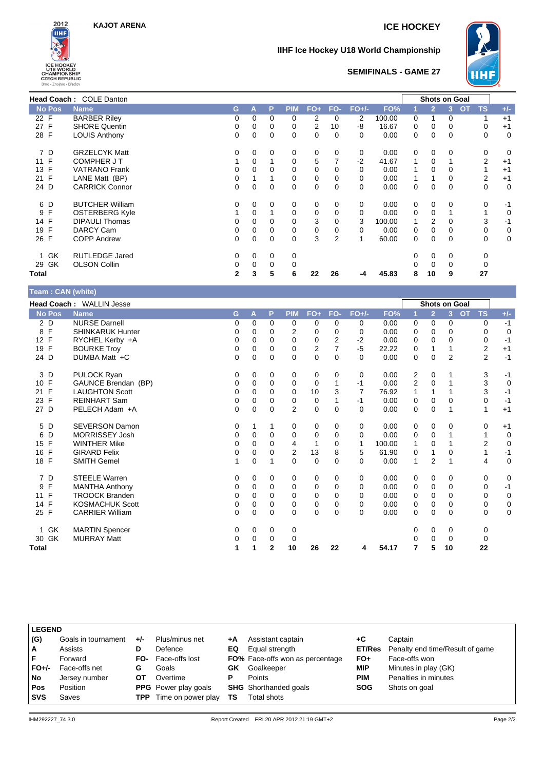KAJOT ARENA

ICE HOCKEY

IIHF Ice Hockey U18 World Championship

SEMIFINALS - GAME 27

**Head Coach :** COLE Danton

| No | Pos | Name | G | A | P | PIM | FO+ | FO- | FO+/- | FO% | 1 | 2 | 3 | OT | TS | +/- |
|---|---|---|---|---|---|---|---|---|---|---|---|---|---|---|---|---|
| | | | | | | | | | | | Shots on Goal | | | | | |
| 22 | F | BARBER Riley | 0 | 0 | 0 | 0 | 2 | 0 | 2 | 100.00 | 0 | 1 | 0 | | 1 | +1 |
| 27 | F | SHORE Quentin | 0 | 0 | 0 | 0 | 2 | 10 | -8 | 16.67 | 0 | 0 | 0 | | 0 | +1 |
| 28 | F | LOUIS Anthony | 0 | 0 | 0 | 0 | 0 | 0 | 0 | 0.00 | 0 | 0 | 0 | | 0 | 0 |
| 7 | D | GRZELCYK Matt | 0 | 0 | 0 | 0 | 0 | 0 | 0 | 0.00 | 0 | 0 | 0 | | 0 | 0 |
| 11 | F | COMPHER J T | 1 | 0 | 1 | 0 | 5 | 7 | -2 | 41.67 | 1 | 0 | 1 | | 2 | +1 |
| 13 | F | VATRANO Frank | 0 | 0 | 0 | 0 | 0 | 0 | 0 | 0.00 | 1 | 0 | 0 | | 1 | +1 |
| 21 | F | LANE Matt (BP) | 0 | 1 | 1 | 0 | 0 | 0 | 0 | 0.00 | 1 | 1 | 0 | | 2 | +1 |
| 24 | D | CARRICK Connor | 0 | 0 | 0 | 0 | 0 | 0 | 0 | 0.00 | 0 | 0 | 0 | | 0 | 0 |
| 6 | D | BUTCHER William | 0 | 0 | 0 | 0 | 0 | 0 | 0 | 0.00 | 0 | 0 | 0 | | 0 | -1 |
| 9 | F | OSTERBERG Kyle | 1 | 0 | 1 | 0 | 0 | 0 | 0 | 0.00 | 0 | 0 | 1 | | 1 | 0 |
| 14 | F | DIPAULI Thomas | 0 | 0 | 0 | 0 | 3 | 0 | 3 | 100.00 | 1 | 2 | 0 | | 3 | -1 |
| 19 | F | DARCY Cam | 0 | 0 | 0 | 0 | 0 | 0 | 0 | 0.00 | 0 | 0 | 0 | | 0 | 0 |
| 26 | F | COPP Andrew | 0 | 0 | 0 | 0 | 3 | 2 | 1 | 60.00 | 0 | 0 | 0 | | 0 | 0 |
| 1 | GK | RUTLEDGE Jared | 0 | 0 | 0 | 0 | | | | | 0 | 0 | 0 | | 0 | |
| 29 | GK | OLSON Collin | 0 | 0 | 0 | 0 | | | | | 0 | 0 | 0 | | 0 | |
| **Total** | | | **2** | **3** | **5** | **6** | **22** | **26** | **-4** | **45.83** | **8** | **10** | **9** | | **27** | |

**Team : CAN (white)**

**Head Coach :** WALLIN Jesse

| No | Pos | Name | G | A | P | PIM | FO+ | FO- | FO+/- | FO% | 1 | 2 | 3 | OT | TS | +/- |
|---|---|---|---|---|---|---|---|---|---|---|---|---|---|---|---|---|
| | | | | | | | | | | | Shots on Goal | | | | | |
| 2 | D | NURSE Darnell | 0 | 0 | 0 | 0 | 0 | 0 | 0 | 0.00 | 0 | 0 | 0 | | 0 | -1 |
| 8 | F | SHINKARUK Hunter | 0 | 0 | 0 | 2 | 0 | 0 | 0 | 0.00 | 0 | 0 | 0 | | 0 | 0 |
| 12 | F | RYCHEL Kerby +A | 0 | 0 | 0 | 0 | 0 | 2 | -2 | 0.00 | 0 | 0 | 0 | | 0 | -1 |
| 19 | F | BOURKE Troy | 0 | 0 | 0 | 0 | 2 | 7 | -5 | 22.22 | 0 | 1 | 1 | | 2 | +1 |
| 24 | D | DUMBA Matt +C | 0 | 0 | 0 | 0 | 0 | 0 | 0 | 0.00 | 0 | 0 | 2 | | 2 | -1 |
| 3 | D | PULOCK Ryan | 0 | 0 | 0 | 0 | 0 | 0 | 0 | 0.00 | 2 | 0 | 1 | | 3 | -1 |
| 10 | F | GAUNCE Brendan (BP) | 0 | 0 | 0 | 0 | 0 | 1 | -1 | 0.00 | 2 | 0 | 1 | | 3 | 0 |
| 21 | F | LAUGHTON Scott | 0 | 0 | 0 | 0 | 10 | 3 | 7 | 76.92 | 1 | 1 | 1 | | 3 | -1 |
| 23 | F | REINHART Sam | 0 | 0 | 0 | 0 | 0 | 1 | -1 | 0.00 | 0 | 0 | 0 | | 0 | -1 |
| 27 | D | PELECH Adam +A | 0 | 0 | 0 | 2 | 0 | 0 | 0 | 0.00 | 0 | 0 | 1 | | 1 | +1 |
| 5 | D | SEVERSON Damon | 0 | 1 | 1 | 0 | 0 | 0 | 0 | 0.00 | 0 | 0 | 0 | | 0 | +1 |
| 6 | D | MORRISSEY Josh | 0 | 0 | 0 | 0 | 0 | 0 | 0 | 0.00 | 0 | 0 | 1 | | 1 | 0 |
| 15 | F | WINTHER Mike | 0 | 0 | 0 | 4 | 1 | 0 | 1 | 100.00 | 1 | 0 | 1 | | 2 | 0 |
| 16 | F | GIRARD Felix | 0 | 0 | 0 | 2 | 13 | 8 | 5 | 61.90 | 0 | 1 | 0 | | 1 | -1 |
| 18 | F | SMITH Gemel | 1 | 0 | 1 | 0 | 0 | 0 | 0 | 0.00 | 1 | 2 | 1 | | 4 | 0 |
| 7 | D | STEELE Warren | 0 | 0 | 0 | 0 | 0 | 0 | 0 | 0.00 | 0 | 0 | 0 | | 0 | 0 |
| 9 | F | MANTHA Anthony | 0 | 0 | 0 | 0 | 0 | 0 | 0 | 0.00 | 0 | 0 | 0 | | 0 | -1 |
| 11 | F | TROOCK Branden | 0 | 0 | 0 | 0 | 0 | 0 | 0 | 0.00 | 0 | 0 | 0 | | 0 | 0 |
| 14 | F | KOSMACHUK Scott | 0 | 0 | 0 | 0 | 0 | 0 | 0 | 0.00 | 0 | 0 | 0 | | 0 | 0 |
| 25 | F | CARRIER William | 0 | 0 | 0 | 0 | 0 | 0 | 0 | 0.00 | 0 | 0 | 0 | | 0 | 0 |
| 1 | GK | MARTIN Spencer | 0 | 0 | 0 | 0 | | | | | 0 | 0 | 0 | | 0 | |
| 30 | GK | MURRAY Matt | 0 | 0 | 0 | 0 | | | | | 0 | 0 | 0 | | 0 | |
| **Total** | | | **1** | **1** | **2** | **10** | **26** | **22** | **4** | **54.17** | **7** | **5** | **10** | | **22** | |

**LEGEND**

| | | | | | | | |
|---|---|---|---|---|---|---|---|
| (G) | Goals in tournament | +/- | Plus/minus net | +A | Assistant captain | +C | Captain |
| A | Assists | D | Defence | EQ | Equal strength | ET/Res | Penalty end time/Result of game |
| F | Forward | FO- | Face-offs lost | FO% | Face-offs won as percentage | FO+ | Face-offs won |
| FO+/- | Face-offs net | G | Goals | GK | Goalkeeper | MIP | Minutes in play (GK) |
| No | Jersey number | OT | Overtime | P | Points | PIM | Penalties in minutes |
| Pos | Position | PPG | Power play goals | SHG | Shorthanded goals | SOG | Shots on goal |
| SVS | Saves | TPP | Time on power play | TS | Total shots | | |

IHM292227_74 3.0 Report Created FRI 20 APR 2012 21:19 GMT+2